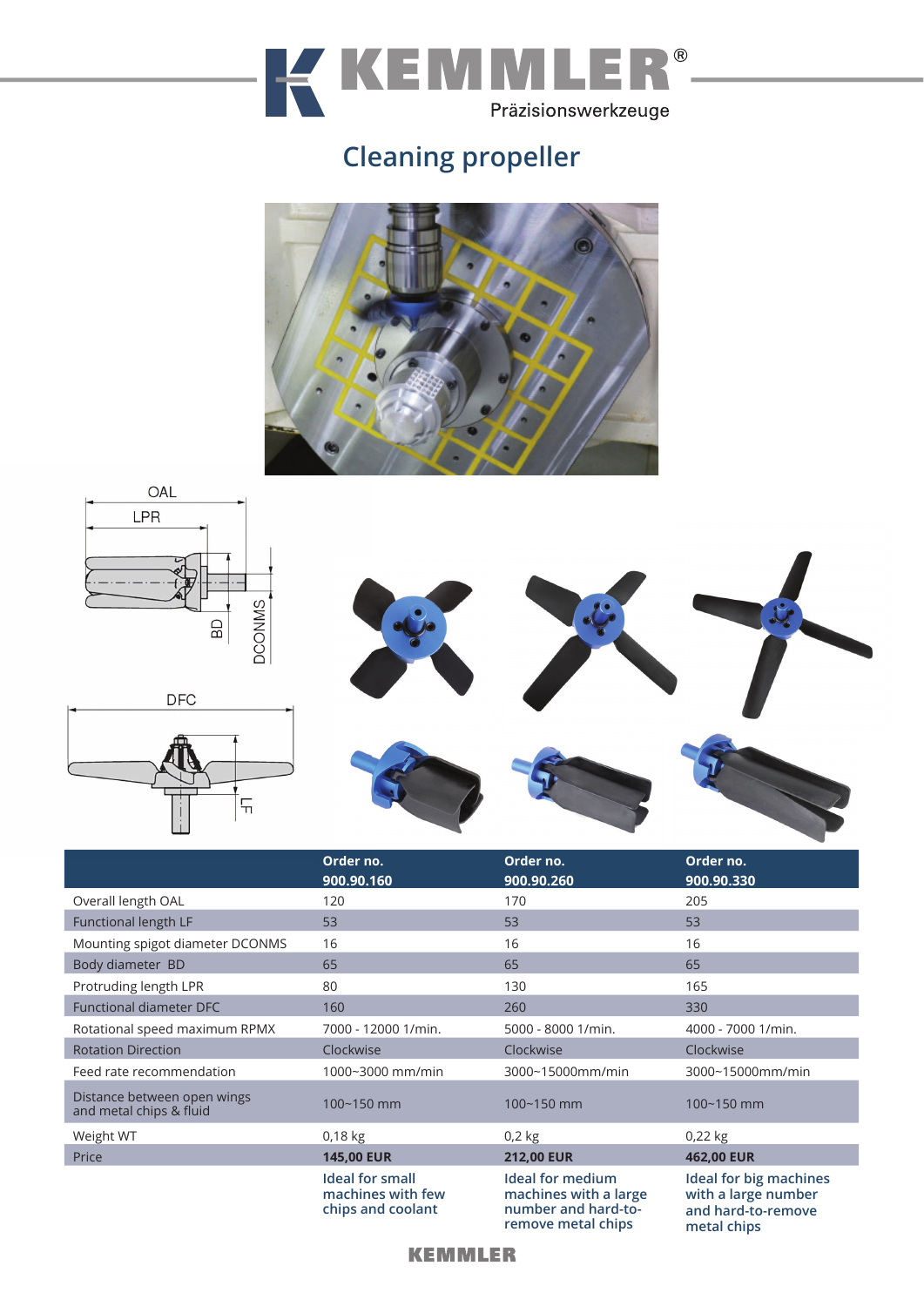# KEMMLER®

Präzisionswerkzeuge

## Cleaning propeller

OAL

LPR

BD

DCONMS

DFC

LF

| | Order no. 900.90.160 | Order no. 900.90.260 | Order no. 900.90.330 |
|---|---|---|---|
| Overall length OAL | 120 | 170 | 205 |
| Functional length LF | 53 | 53 | 53 |
| Mounting spigot diameter DCONMS | 16 | 16 | 16 |
| Body diameter BD | 65 | 65 | 65 |
| Protruding length LPR | 80 | 130 | 165 |
| Functional diameter DFC | 160 | 260 | 330 |
| Rotational speed maximum RPMX | 7000 - 12000 1/min. | 5000 - 8000 1/min. | 4000 - 7000 1/min. |
| Rotation Direction | Clockwise | Clockwise | Clockwise |
| Feed rate recommendation | 1000~3000 mm/min | 3000~15000mm/min | 3000~15000mm/min |
| Distance between open wings and metal chips & fluid | 100~150 mm | 100~150 mm | 100~150 mm |
| Weight WT | 0,18 kg | 0,2 kg | 0,22 kg |
| Price | **145,00 EUR** | **212,00 EUR** | **462,00 EUR** |
| | Ideal for small machines with few chips and coolant | Ideal for medium machines with a large number and hard-to-remove metal chips | Ideal for big machines with a large number and hard-to-remove metal chips |

KEMMLER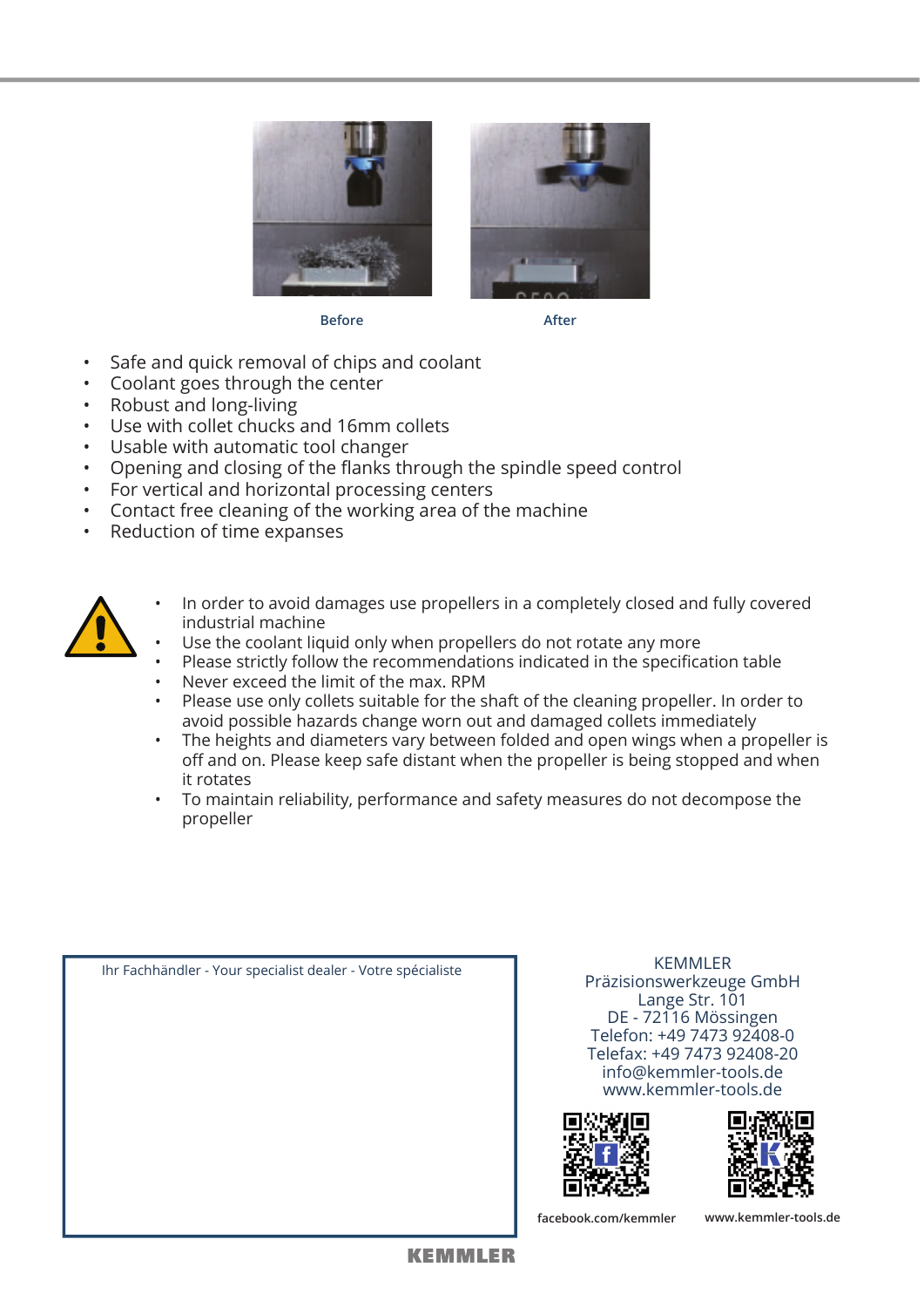Before

After

- Safe and quick removal of chips and coolant
- Coolant goes through the center
- Robust and long-living
- Use with collet chucks and 16mm collets
- Usable with automatic tool changer
- Opening and closing of the flanks through the spindle speed control
- For vertical and horizontal processing centers
- Contact free cleaning of the working area of the machine
- Reduction of time expanses

- In order to avoid damages use propellers in a completely closed and fully covered industrial machine
- Use the coolant liquid only when propellers do not rotate any more
- Please strictly follow the recommendations indicated in the specification table
- Never exceed the limit of the max. RPM
- Please use only collets suitable for the shaft of the cleaning propeller. In order to avoid possible hazards change worn out and damaged collets immediately
- The heights and diameters vary between folded and open wings when a propeller is off and on. Please keep safe distant when the propeller is being stopped and when it rotates
- To maintain reliability, performance and safety measures do not decompose the propeller

Ihr Fachhändler - Your specialist dealer - Votre spécialiste

KEMMLER
Präzisionswerkzeuge GmbH
Lange Str. 101
DE - 72116 Mössingen
Telefon: +49 7473 92408-0
Telefax: +49 7473 92408-20
info@kemmler-tools.de
www.kemmler-tools.de

facebook.com/kemmler

www.kemmler-tools.de

KEMMLER